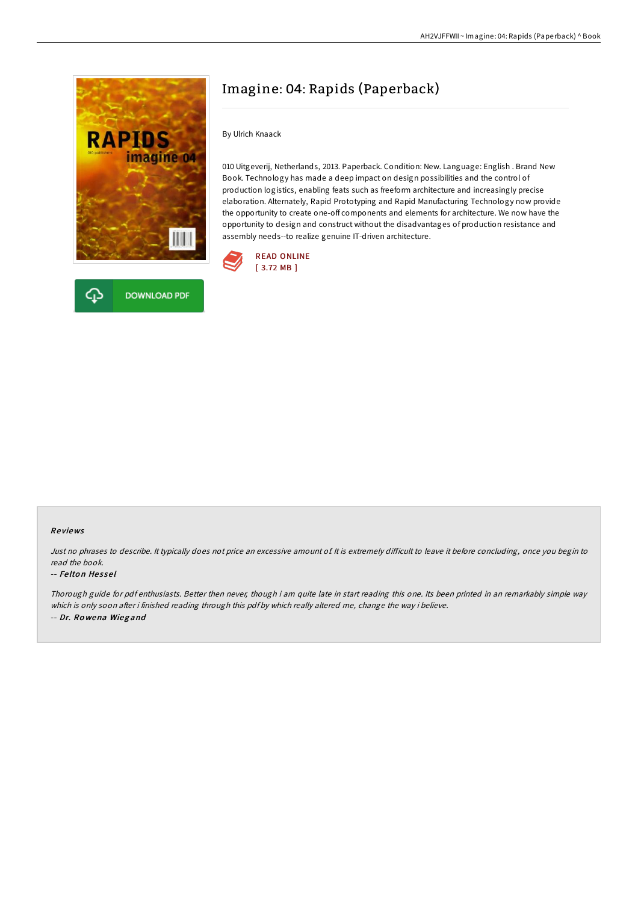# Imagine: 04: Rapids (Paperback)

By Ulrich Knaack

010 Uitgeverij, Netherlands, 2013. Paperback. Condition: New. Language: English . Brand New Book. Technology has made a deep impact on design possibilities and the control of production logistics, enabling feats such as freeform architecture and increasingly precise elaboration. Alternately, Rapid Prototyping and Rapid Manufacturing Technology now provide the opportunity to create one-off components and elements for architecture. We now have the opportunity to design and construct without the disadvantages of production resistance and assembly needs--to realize genuine IT-driven architecture.

READ ONLINE
[ 3.72 MB ]

DOWNLOAD PDF

### Reviews

*Just no phrases to describe. It typically does not price an excessive amount of. It is extremely difficult to leave it before concluding, once you begin to read the book.*

-- ***Felton Hessel***

*Thorough guide for pdf enthusiasts. Better then never, though i am quite late in start reading this one. Its been printed in an remarkably simple way which is only soon after i finished reading through this pdf by which really altered me, change the way i believe.*

-- ***Dr. Rowena Wiegand***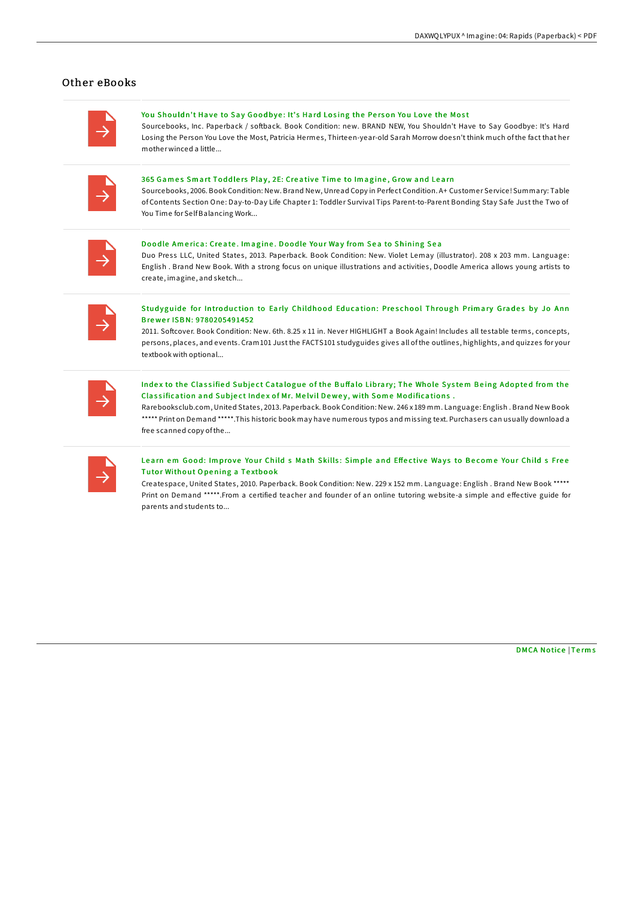## Other eBooks

**You Shouldn't Have to Say Goodbye: It's Hard Losing the Person You Love the Most**

Sourcebooks, Inc. Paperback / softback. Book Condition: new. BRAND NEW, You Shouldn't Have to Say Goodbye: It's Hard Losing the Person You Love the Most, Patricia Hermes, Thirteen-year-old Sarah Morrow doesn't think much of the fact that her mother winced a little...

**365 Games Smart Toddlers Play, 2E: Creative Time to Imagine, Grow and Learn**

Sourcebooks, 2006. Book Condition: New. Brand New, Unread Copy in Perfect Condition. A+ Customer Service! Summary: Table of Contents Section One: Day-to-Day Life Chapter 1: Toddler Survival Tips Parent-to-Parent Bonding Stay Safe Just the Two of You Time for Self Balancing Work...

**Doodle America: Create. Imagine. Doodle Your Way from Sea to Shining Sea**

Duo Press LLC, United States, 2013. Paperback. Book Condition: New. Violet Lemay (illustrator). 208 x 203 mm. Language: English . Brand New Book. With a strong focus on unique illustrations and activities, Doodle America allows young artists to create, imagine, and sketch...

**Studyguide for Introduction to Early Childhood Education: Preschool Through Primary Grades by Jo Ann Brewer ISBN: 9780205491452**

2011. Softcover. Book Condition: New. 6th. 8.25 x 11 in. Never HIGHLIGHT a Book Again! Includes all testable terms, concepts, persons, places, and events. Cram101 Just the FACTS101 studyguides gives all of the outlines, highlights, and quizzes for your textbook with optional...

**Index to the Classified Subject Catalogue of the Buffalo Library; The Whole System Being Adopted from the Classification and Subject Index of Mr. Melvil Dewey, with Some Modifications .**

Rarebooksclub.com, United States, 2013. Paperback. Book Condition: New. 246 x 189 mm. Language: English . Brand New Book ***** Print on Demand *****.This historic book may have numerous typos and missing text. Purchasers can usually download a free scanned copy of the...

**Learn em Good: Improve Your Child s Math Skills: Simple and Effective Ways to Become Your Child s Free Tutor Without Opening a Textbook**

Createspace, United States, 2010. Paperback. Book Condition: New. 229 x 152 mm. Language: English . Brand New Book ***** Print on Demand *****.From a certified teacher and founder of an online tutoring website-a simple and effective guide for parents and students to...

DMCA Notice | Terms